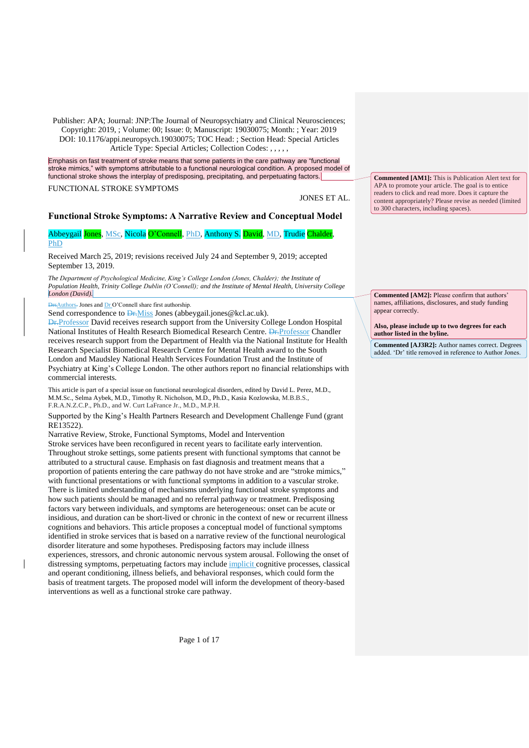Publisher: APA; Journal: JNP:The Journal of Neuropsychiatry and Clinical Neurosciences; Copyright: 2019, ; Volume: 00; Issue: 0; Manuscript: 19030075; Month: ; Year: 2019
DOI: 10.1176/appi.neuropsych.19030075; TOC Head: ; Section Head: Special Articles
Article Type: Special Articles; Collection Codes: , , , , ,

Emphasis on fast treatment of stroke means that some patients in the care pathway are "functional stroke mimics," with symptoms attributable to a functional neurological condition. A proposed model of functional stroke shows the interplay of predisposing, precipitating, and perpetuating factors.

FUNCTIONAL STROKE SYMPTOMS

JONES ET AL.

# Functional Stroke Symptoms: A Narrative Review and Conceptual Model

Abbeygail Jones, MSc, Nicola O'Connell, PhD, Anthony S. David, MD, Trudie Chalder, PhD

Received March 25, 2019; revisions received July 24 and September 9, 2019; accepted September 13, 2019.

*The Department of Psychological Medicine, King's College London (Jones, Chalder); the Institute of Population Health, Trinity College Dublin (O'Connell); and the Institute of Mental Health, University College London (David).*

~~Drs~~Authors~~.~~ Jones and Dr O'Connell share first authorship.

Send correspondence to ~~Dr.~~Miss Jones (abbeygail.jones@kcl.ac.uk).

~~Dr.~~Professor David receives research support from the University College London Hospital National Institutes of Health Research Biomedical Research Centre. ~~Dr.~~Professor Chandler receives research support from the Department of Health via the National Institute for Health Research Specialist Biomedical Research Centre for Mental Health award to the South London and Maudsley National Health Services Foundation Trust and the Institute of Psychiatry at King's College London. The other authors report no financial relationships with commercial interests.

This article is part of a special issue on functional neurological disorders, edited by David L. Perez, M.D., M.M.Sc., Selma Aybek, M.D., Timothy R. Nicholson, M.D., Ph.D., Kasia Kozlowska, M.B.B.S., F.R.A.N.Z.C.P., Ph.D., and W. Curt LaFrance Jr., M.D., M.P.H.

Supported by the King's Health Partners Research and Development Challenge Fund (grant RE13522).

Narrative Review, Stroke, Functional Symptoms, Model and Intervention

Stroke services have been reconfigured in recent years to facilitate early intervention. Throughout stroke settings, some patients present with functional symptoms that cannot be attributed to a structural cause. Emphasis on fast diagnosis and treatment means that a proportion of patients entering the care pathway do not have stroke and are "stroke mimics," with functional presentations or with functional symptoms in addition to a vascular stroke. There is limited understanding of mechanisms underlying functional stroke symptoms and how such patients should be managed and no referral pathway or treatment. Predisposing factors vary between individuals, and symptoms are heterogeneous: onset can be acute or insidious, and duration can be short-lived or chronic in the context of new or recurrent illness cognitions and behaviors. This article proposes a conceptual model of functional symptoms identified in stroke services that is based on a narrative review of the functional neurological disorder literature and some hypotheses. Predisposing factors may include illness experiences, stressors, and chronic autonomic nervous system arousal. Following the onset of distressing symptoms, perpetuating factors may include implicit cognitive processes, classical and operant conditioning, illness beliefs, and behavioral responses, which could form the basis of treatment targets. The proposed model will inform the development of theory-based interventions as well as a functional stroke care pathway.

**Commented [AM1]:** This is Publication Alert text for APA to promote your article. The goal is to entice readers to click and read more. Does it capture the content appropriately? Please revise as needed (limited to 300 characters, including spaces).

**Commented [AM2]:** Please confirm that authors' names, affiliations, disclosures, and study funding appear correctly.

**Also, please include up to two degrees for each author listed in the byline.**

**Commented [AJ3R2]:** Author names correct. Degrees added. 'Dr' title removed in reference to Author Jones.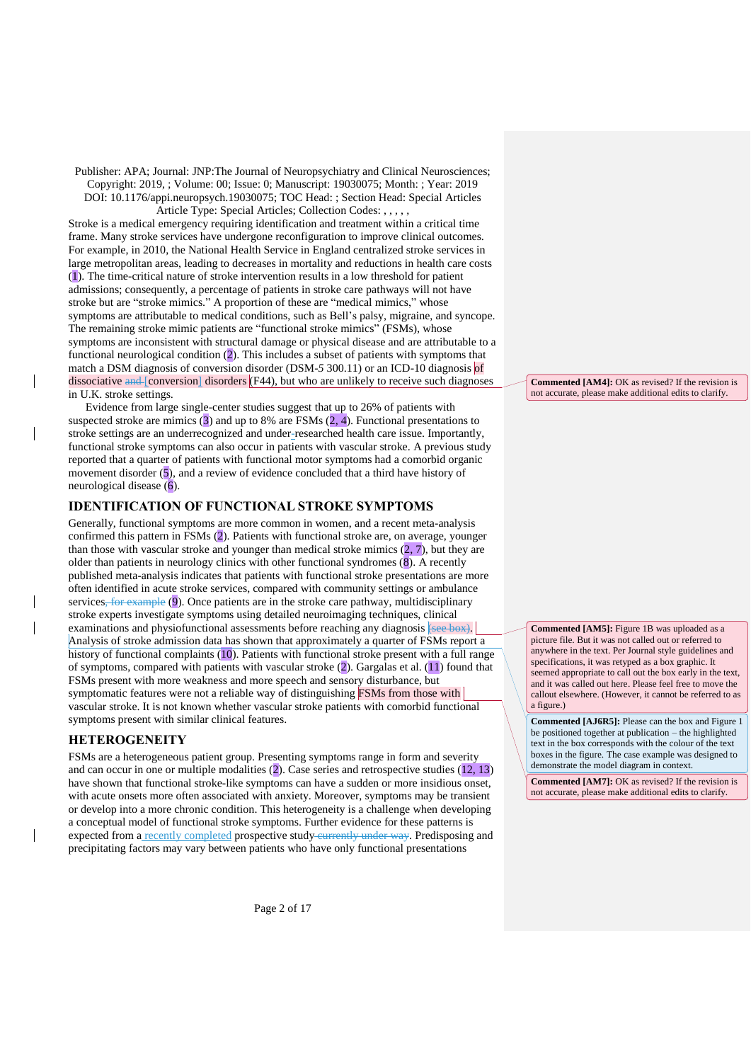Publisher: APA; Journal: JNP:The Journal of Neuropsychiatry and Clinical Neurosciences; Copyright: 2019, ; Volume: 00; Issue: 0; Manuscript: 19030075; Month: ; Year: 2019
DOI: 10.1176/appi.neuropsych.19030075; TOC Head: ; Section Head: Special Articles
Article Type: Special Articles; Collection Codes: , , , , ,

Stroke is a medical emergency requiring identification and treatment within a critical time frame. Many stroke services have undergone reconfiguration to improve clinical outcomes. For example, in 2010, the National Health Service in England centralized stroke services in large metropolitan areas, leading to decreases in mortality and reductions in health care costs (1). The time-critical nature of stroke intervention results in a low threshold for patient admissions; consequently, a percentage of patients in stroke care pathways will not have stroke but are "stroke mimics." A proportion of these are "medical mimics," whose symptoms are attributable to medical conditions, such as Bell's palsy, migraine, and syncope. The remaining stroke mimic patients are "functional stroke mimics" (FSMs), whose symptoms are inconsistent with structural damage or physical disease and are attributable to a functional neurological condition (2). This includes a subset of patients with symptoms that match a DSM diagnosis of conversion disorder (DSM-5 300.11) or an ICD-10 diagnosis of dissociative ~~and~~ [conversion] disorders (F44), but who are unlikely to receive such diagnoses in U.K. stroke settings.

Evidence from large single-center studies suggest that up to 26% of patients with suspected stroke are mimics (3) and up to 8% are FSMs (2, 4). Functional presentations to stroke settings are an underrecognized and under-researched health care issue. Importantly, functional stroke symptoms can also occur in patients with vascular stroke. A previous study reported that a quarter of patients with functional motor symptoms had a comorbid organic movement disorder (5), and a review of evidence concluded that a third have history of neurological disease (6).

## IDENTIFICATION OF FUNCTIONAL STROKE SYMPTOMS

Generally, functional symptoms are more common in women, and a recent meta-analysis confirmed this pattern in FSMs (2). Patients with functional stroke are, on average, younger than those with vascular stroke and younger than medical stroke mimics (2, 7), but they are older than patients in neurology clinics with other functional syndromes (8). A recently published meta-analysis indicates that patients with functional stroke presentations are more often identified in acute stroke services, compared with community settings or ambulance services~~, for example~~ (9). Once patients are in the stroke care pathway, multidisciplinary stroke experts investigate symptoms using detailed neuroimaging techniques, clinical examinations and physiofunctional assessments before reaching any diagnosis ~~(see box)~~. Analysis of stroke admission data has shown that approximately a quarter of FSMs report a history of functional complaints (10). Patients with functional stroke present with a full range of symptoms, compared with patients with vascular stroke (2). Gargalas et al. (11) found that FSMs present with more weakness and more speech and sensory disturbance, but symptomatic features were not a reliable way of distinguishing FSMs from those with vascular stroke. It is not known whether vascular stroke patients with comorbid functional symptoms present with similar clinical features.

## HETEROGENEITY

FSMs are a heterogeneous patient group. Presenting symptoms range in form and severity and can occur in one or multiple modalities (2). Case series and retrospective studies (12, 13) have shown that functional stroke-like symptoms can have a sudden or more insidious onset, with acute onsets more often associated with anxiety. Moreover, symptoms may be transient or develop into a more chronic condition. This heterogeneity is a challenge when developing a conceptual model of functional stroke symptoms. Further evidence for these patterns is expected from a recently completed prospective study ~~currently under way~~. Predisposing and precipitating factors may vary between patients who have only functional presentations

**Commented [AM4]:** OK as revised? If the revision is not accurate, please make additional edits to clarify.

**Commented [AM5]:** Figure 1B was uploaded as a picture file. But it was not called out or referred to anywhere in the text. Per Journal style guidelines and specifications, it was retyped as a box graphic. It seemed appropriate to call out the box early in the text, and it was called out here. Please feel free to move the callout elsewhere. (However, it cannot be referred to as a figure.)

**Commented [AJ6R5]:** Please can the box and Figure 1 be positioned together at publication – the highlighted text in the box corresponds with the colour of the text boxes in the figure. The case example was designed to demonstrate the model diagram in context.

**Commented [AM7]:** OK as revised? If the revision is not accurate, please make additional edits to clarify.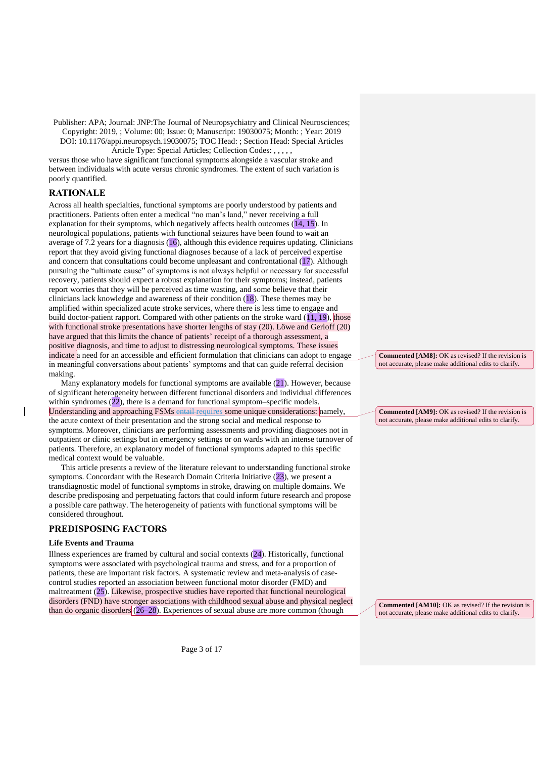versus those who have significant functional symptoms alongside a vascular stroke and between individuals with acute versus chronic syndromes. The extent of such variation is poorly quantified.

## RATIONALE

Across all health specialties, functional symptoms are poorly understood by patients and practitioners. Patients often enter a medical "no man's land," never receiving a full explanation for their symptoms, which negatively affects health outcomes (14, 15). In neurological populations, patients with functional seizures have been found to wait an average of 7.2 years for a diagnosis (16), although this evidence requires updating. Clinicians report that they avoid giving functional diagnoses because of a lack of perceived expertise and concern that consultations could become unpleasant and confrontational (17). Although pursuing the "ultimate cause" of symptoms is not always helpful or necessary for successful recovery, patients should expect a robust explanation for their symptoms; instead, patients report worries that they will be perceived as time wasting, and some believe that their clinicians lack knowledge and awareness of their condition (18). These themes may be amplified within specialized acute stroke services, where there is less time to engage and build doctor-patient rapport. Compared with other patients on the stroke ward (11, 19), those with functional stroke presentations have shorter lengths of stay (20). Löwe and Gerloff (20) have argued that this limits the chance of patients' receipt of a thorough assessment, a positive diagnosis, and time to adjust to distressing neurological symptoms. These issues indicate a need for an accessible and efficient formulation that clinicians can adopt to engage in meaningful conversations about patients' symptoms and that can guide referral decision making.

Many explanatory models for functional symptoms are available (21). However, because of significant heterogeneity between different functional disorders and individual differences within syndromes (22), there is a demand for functional symptom–specific models. Understanding and approaching FSMs ~~entail~~ requires some unique considerations: namely, the acute context of their presentation and the strong social and medical response to symptoms. Moreover, clinicians are performing assessments and providing diagnoses not in outpatient or clinic settings but in emergency settings or on wards with an intense turnover of patients. Therefore, an explanatory model of functional symptoms adapted to this specific medical context would be valuable.

This article presents a review of the literature relevant to understanding functional stroke symptoms. Concordant with the Research Domain Criteria Initiative (23), we present a transdiagnostic model of functional symptoms in stroke, drawing on multiple domains. We describe predisposing and perpetuating factors that could inform future research and propose a possible care pathway. The heterogeneity of patients with functional symptoms will be considered throughout.

## PREDISPOSING FACTORS

### Life Events and Trauma

Illness experiences are framed by cultural and social contexts (24). Historically, functional symptoms were associated with psychological trauma and stress, and for a proportion of patients, these are important risk factors. A systematic review and meta-analysis of case-control studies reported an association between functional motor disorder (FMD) and maltreatment (25). Likewise, prospective studies have reported that functional neurological disorders (FND) have stronger associations with childhood sexual abuse and physical neglect than do organic disorders (26–28). Experiences of sexual abuse are more common (though

**Commented [AM8]:** OK as revised? If the revision is not accurate, please make additional edits to clarify.

**Commented [AM9]:** OK as revised? If the revision is not accurate, please make additional edits to clarify.

**Commented [AM10]:** OK as revised? If the revision is not accurate, please make additional edits to clarify.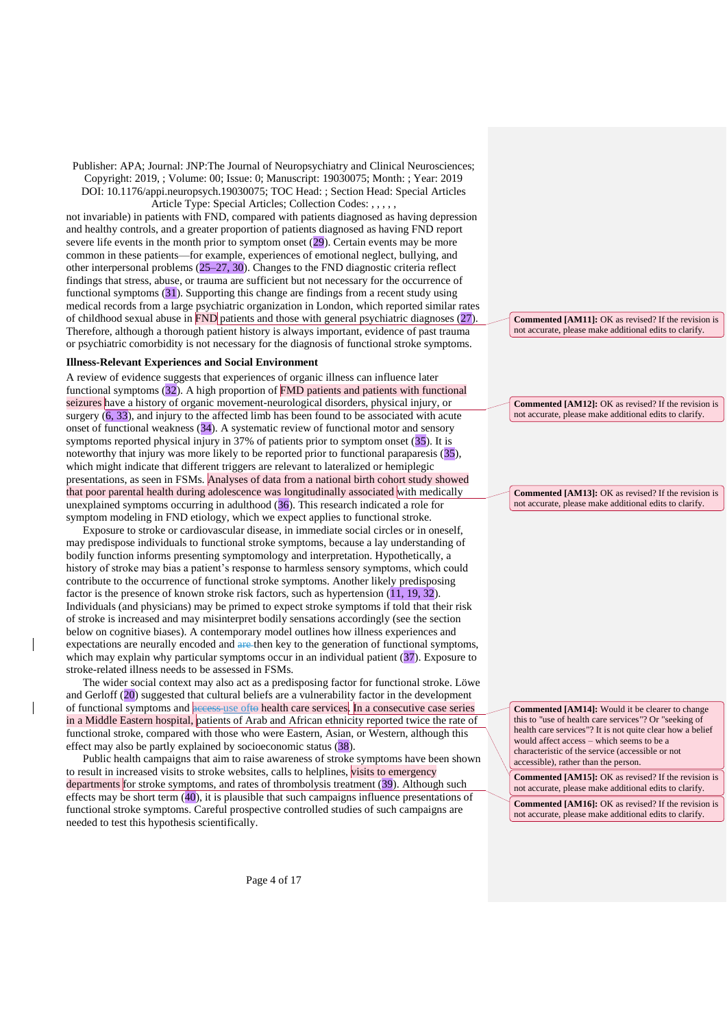not invariable) in patients with FND, compared with patients diagnosed as having depression and healthy controls, and a greater proportion of patients diagnosed as having FND report severe life events in the month prior to symptom onset (29). Certain events may be more common in these patients—for example, experiences of emotional neglect, bullying, and other interpersonal problems (25–27, 30). Changes to the FND diagnostic criteria reflect findings that stress, abuse, or trauma are sufficient but not necessary for the occurrence of functional symptoms (31). Supporting this change are findings from a recent study using medical records from a large psychiatric organization in London, which reported similar rates of childhood sexual abuse in FND patients and those with general psychiatric diagnoses (27). Therefore, although a thorough patient history is always important, evidence of past trauma or psychiatric comorbidity is not necessary for the diagnosis of functional stroke symptoms.

**Illness-Relevant Experiences and Social Environment**

A review of evidence suggests that experiences of organic illness can influence later functional symptoms (32). A high proportion of FMD patients and patients with functional seizures have a history of organic movement-neurological disorders, physical injury, or surgery (6, 33), and injury to the affected limb has been found to be associated with acute onset of functional weakness (34). A systematic review of functional motor and sensory symptoms reported physical injury in 37% of patients prior to symptom onset (35). It is noteworthy that injury was more likely to be reported prior to functional paraparesis (35), which might indicate that different triggers are relevant to lateralized or hemiplegic presentations, as seen in FSMs. Analyses of data from a national birth cohort study showed that poor parental health during adolescence was longitudinally associated with medically unexplained symptoms occurring in adulthood (36). This research indicated a role for symptom modeling in FND etiology, which we expect applies to functional stroke.

Exposure to stroke or cardiovascular disease, in immediate social circles or in oneself, may predispose individuals to functional stroke symptoms, because a lay understanding of bodily function informs presenting symptomology and interpretation. Hypothetically, a history of stroke may bias a patient's response to harmless sensory symptoms, which could contribute to the occurrence of functional stroke symptoms. Another likely predisposing factor is the presence of known stroke risk factors, such as hypertension (11, 19, 32). Individuals (and physicians) may be primed to expect stroke symptoms if told that their risk of stroke is increased and may misinterpret bodily sensations accordingly (see the section below on cognitive biases). A contemporary model outlines how illness experiences and expectations are neurally encoded and ~~are~~ then key to the generation of functional symptoms, which may explain why particular symptoms occur in an individual patient (37). Exposure to stroke-related illness needs to be assessed in FSMs.

The wider social context may also act as a predisposing factor for functional stroke. Löwe and Gerloff (20) suggested that cultural beliefs are a vulnerability factor in the development of functional symptoms and ~~access~~ use ~~of~~to health care services. In a consecutive case series in a Middle Eastern hospital, patients of Arab and African ethnicity reported twice the rate of functional stroke, compared with those who were Eastern, Asian, or Western, although this effect may also be partly explained by socioeconomic status (38).

Public health campaigns that aim to raise awareness of stroke symptoms have been shown to result in increased visits to stroke websites, calls to helplines, visits to emergency departments for stroke symptoms, and rates of thrombolysis treatment (39). Although such effects may be short term (40), it is plausible that such campaigns influence presentations of functional stroke symptoms. Careful prospective controlled studies of such campaigns are needed to test this hypothesis scientifically.

**Commented [AM11]:** OK as revised? If the revision is not accurate, please make additional edits to clarify.

**Commented [AM12]:** OK as revised? If the revision is not accurate, please make additional edits to clarify.

**Commented [AM13]:** OK as revised? If the revision is not accurate, please make additional edits to clarify.

**Commented [AM14]:** Would it be clearer to change this to "use of health care services"? Or "seeking of health care services"? It is not quite clear how a belief would affect access – which seems to be a characteristic of the service (accessible or not accessible), rather than the person.

**Commented [AM15]:** OK as revised? If the revision is not accurate, please make additional edits to clarify.

**Commented [AM16]:** OK as revised? If the revision is not accurate, please make additional edits to clarify.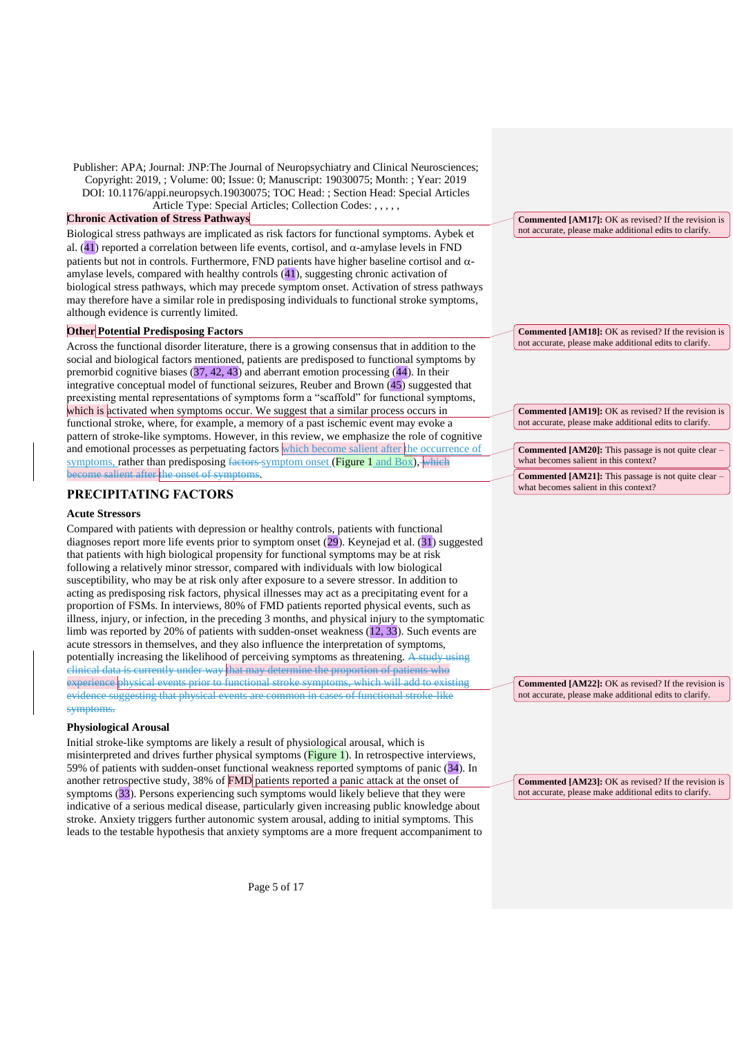### Chronic Activation of Stress Pathways

Biological stress pathways are implicated as risk factors for functional symptoms. Aybek et al. (41) reported a correlation between life events, cortisol, and α-amylase levels in FND patients but not in controls. Furthermore, FND patients have higher baseline cortisol and α-amylase levels, compared with healthy controls (41), suggesting chronic activation of biological stress pathways, which may precede symptom onset. Activation of stress pathways may therefore have a similar role in predisposing individuals to functional stroke symptoms, although evidence is currently limited.

### Other Potential Predisposing Factors

Across the functional disorder literature, there is a growing consensus that in addition to the social and biological factors mentioned, patients are predisposed to functional symptoms by premorbid cognitive biases (37, 42, 43) and aberrant emotion processing (44). In their integrative conceptual model of functional seizures, Reuber and Brown (45) suggested that preexisting mental representations of symptoms form a "scaffold" for functional symptoms, which is activated when symptoms occur. We suggest that a similar process occurs in functional stroke, where, for example, a memory of a past ischemic event may evoke a pattern of stroke-like symptoms. However, in this review, we emphasize the role of cognitive and emotional processes as perpetuating factors which become salient after the occurrence of symptoms, rather than predisposing ~~factors~~ symptom onset (Figure 1 and Box), ~~which become salient after the onset of symptoms~~.

## PRECIPITATING FACTORS

### Acute Stressors

Compared with patients with depression or healthy controls, patients with functional diagnoses report more life events prior to symptom onset (29). Keynejad et al. (31) suggested that patients with high biological propensity for functional symptoms may be at risk following a relatively minor stressor, compared with individuals with low biological susceptibility, who may be at risk only after exposure to a severe stressor. In addition to acting as predisposing risk factors, physical illnesses may act as a precipitating event for a proportion of FSMs. In interviews, 80% of FMD patients reported physical events, such as illness, injury, or infection, in the preceding 3 months, and physical injury to the symptomatic limb was reported by 20% of patients with sudden-onset weakness (12, 33). Such events are acute stressors in themselves, and they also influence the interpretation of symptoms, potentially increasing the likelihood of perceiving symptoms as threatening. ~~A study using clinical data is currently under way that may determine the proportion of patients who experience physical events prior to functional stroke symptoms, which will add to existing evidence suggesting that physical events are common in cases of functional stroke-like symptoms.~~

### Physiological Arousal

Initial stroke-like symptoms are likely a result of physiological arousal, which is misinterpreted and drives further physical symptoms (Figure 1). In retrospective interviews, 59% of patients with sudden-onset functional weakness reported symptoms of panic (34). In another retrospective study, 38% of FMD patients reported a panic attack at the onset of symptoms (33). Persons experiencing such symptoms would likely believe that they were indicative of a serious medical disease, particularly given increasing public knowledge about stroke. Anxiety triggers further autonomic system arousal, adding to initial symptoms. This leads to the testable hypothesis that anxiety symptoms are a more frequent accompaniment to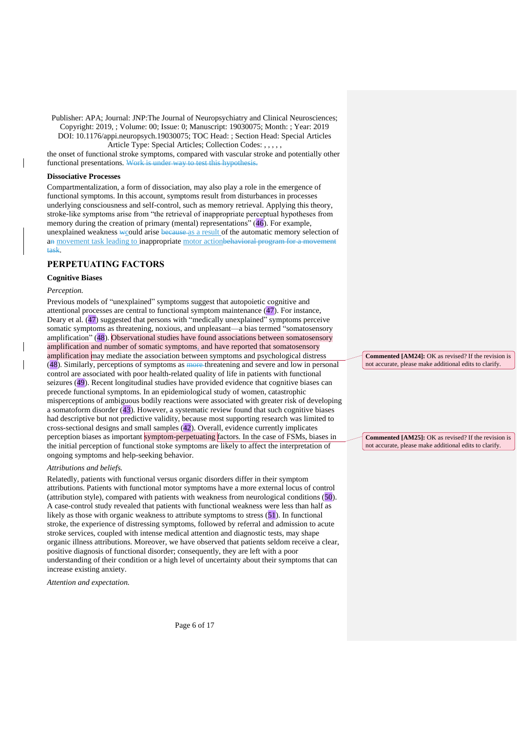the onset of functional stroke symptoms, compared with vascular stroke and potentially other functional presentations. Work is under way to test this hypothesis.

### Dissociative Processes

Compartmentalization, a form of dissociation, may also play a role in the emergence of functional symptoms. In this account, symptoms result from disturbances in processes underlying consciousness and self-control, such as memory retrieval. Applying this theory, stroke-like symptoms arise from "the retrieval of inappropriate perceptual hypotheses from memory during the creation of primary (mental) representations" (46). For example, unexplained weakness wcould arise because as a result of the automatic memory selection of an movement task leading to inappropriate motor actionbehavioral program for a movement task.

## PERPETUATING FACTORS

### Cognitive Biases

*Perception.*

Previous models of "unexplained" symptoms suggest that autopoietic cognitive and attentional processes are central to functional symptom maintenance (47). For instance, Deary et al. (47) suggested that persons with "medically unexplained" symptoms perceive somatic symptoms as threatening, noxious, and unpleasant—a bias termed "somatosensory amplification" (48). Observational studies have found associations between somatosensory amplification and number of somatic symptoms, and have reported that somatosensory amplification may mediate the association between symptoms and psychological distress (48). Similarly, perceptions of symptoms as more threatening and severe and low in personal control are associated with poor health-related quality of life in patients with functional seizures (49). Recent longitudinal studies have provided evidence that cognitive biases can precede functional symptoms. In an epidemiological study of women, catastrophic misperceptions of ambiguous bodily reactions were associated with greater risk of developing a somatoform disorder (43). However, a systematic review found that such cognitive biases had descriptive but not predictive validity, because most supporting research was limited to cross-sectional designs and small samples (42). Overall, evidence currently implicates perception biases as important symptom-perpetuating factors. In the case of FSMs, biases in the initial perception of functional stoke symptoms are likely to affect the interpretation of ongoing symptoms and help-seeking behavior.

**Commented [AM24]:** OK as revised? If the revision is not accurate, please make additional edits to clarify.

**Commented [AM25]:** OK as revised? If the revision is not accurate, please make additional edits to clarify.

*Attributions and beliefs.*

Relatedly, patients with functional versus organic disorders differ in their symptom attributions. Patients with functional motor symptoms have a more external locus of control (attribution style), compared with patients with weakness from neurological conditions (50). A case-control study revealed that patients with functional weakness were less than half as likely as those with organic weakness to attribute symptoms to stress (51). In functional stroke, the experience of distressing symptoms, followed by referral and admission to acute stroke services, coupled with intense medical attention and diagnostic tests, may shape organic illness attributions. Moreover, we have observed that patients seldom receive a clear, positive diagnosis of functional disorder; consequently, they are left with a poor understanding of their condition or a high level of uncertainty about their symptoms that can increase existing anxiety.

*Attention and expectation.*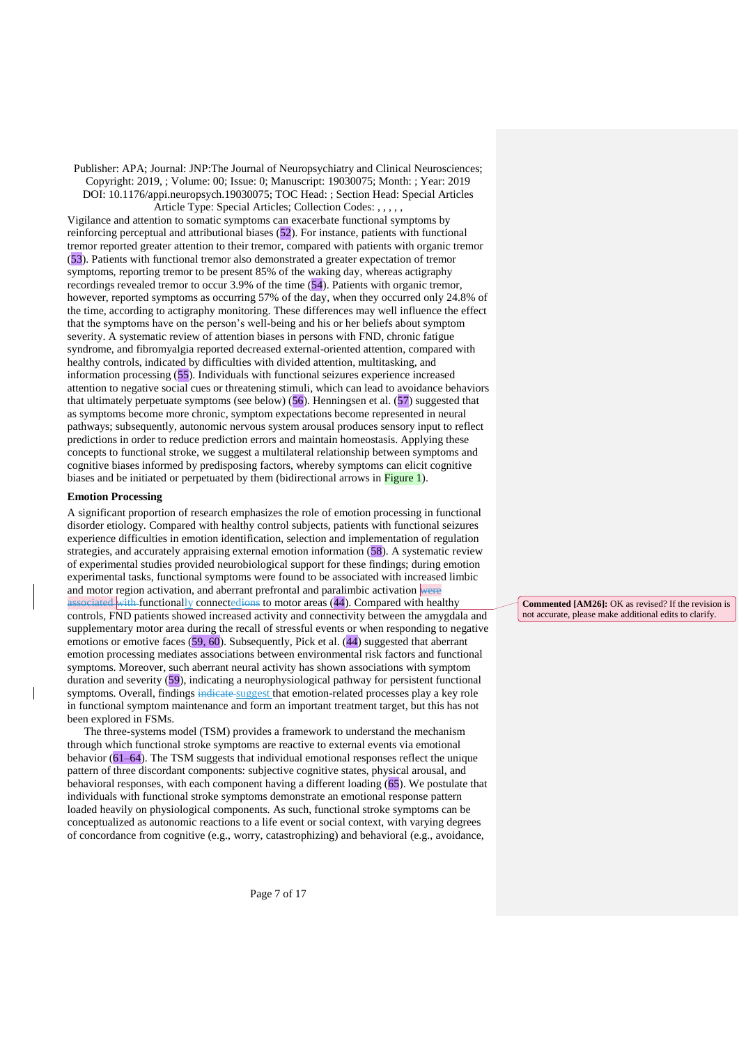Vigilance and attention to somatic symptoms can exacerbate functional symptoms by reinforcing perceptual and attributional biases (52). For instance, patients with functional tremor reported greater attention to their tremor, compared with patients with organic tremor (53). Patients with functional tremor also demonstrated a greater expectation of tremor symptoms, reporting tremor to be present 85% of the waking day, whereas actigraphy recordings revealed tremor to occur 3.9% of the time (54). Patients with organic tremor, however, reported symptoms as occurring 57% of the day, when they occurred only 24.8% of the time, according to actigraphy monitoring. These differences may well influence the effect that the symptoms have on the person's well-being and his or her beliefs about symptom severity. A systematic review of attention biases in persons with FND, chronic fatigue syndrome, and fibromyalgia reported decreased external-oriented attention, compared with healthy controls, indicated by difficulties with divided attention, multitasking, and information processing (55). Individuals with functional seizures experience increased attention to negative social cues or threatening stimuli, which can lead to avoidance behaviors that ultimately perpetuate symptoms (see below) (56). Henningsen et al. (57) suggested that as symptoms become more chronic, symptom expectations become represented in neural pathways; subsequently, autonomic nervous system arousal produces sensory input to reflect predictions in order to reduce prediction errors and maintain homeostasis. Applying these concepts to functional stroke, we suggest a multilateral relationship between symptoms and cognitive biases informed by predisposing factors, whereby symptoms can elicit cognitive biases and be initiated or perpetuated by them (bidirectional arrows in Figure 1).

### Emotion Processing

A significant proportion of research emphasizes the role of emotion processing in functional disorder etiology. Compared with healthy control subjects, patients with functional seizures experience difficulties in emotion identification, selection and implementation of regulation strategies, and accurately appraising external emotion information (58). A systematic review of experimental studies provided neurobiological support for these findings; during emotion experimental tasks, functional symptoms were found to be associated with increased limbic and motor region activation, and aberrant prefrontal and paralimbic activation ~~were associated with~~ functionally connected ~~ions~~ to motor areas (44). Compared with healthy controls, FND patients showed increased activity and connectivity between the amygdala and supplementary motor area during the recall of stressful events or when responding to negative emotions or emotive faces (59, 60). Subsequently, Pick et al. (44) suggested that aberrant emotion processing mediates associations between environmental risk factors and functional symptoms. Moreover, such aberrant neural activity has shown associations with symptom duration and severity (59), indicating a neurophysiological pathway for persistent functional symptoms. Overall, findings ~~indicate~~ suggest that emotion-related processes play a key role in functional symptom maintenance and form an important treatment target, but this has not been explored in FSMs.

The three-systems model (TSM) provides a framework to understand the mechanism through which functional stroke symptoms are reactive to external events via emotional behavior (61–64). The TSM suggests that individual emotional responses reflect the unique pattern of three discordant components: subjective cognitive states, physical arousal, and behavioral responses, with each component having a different loading (65). We postulate that individuals with functional stroke symptoms demonstrate an emotional response pattern loaded heavily on physiological components. As such, functional stroke symptoms can be conceptualized as autonomic reactions to a life event or social context, with varying degrees of concordance from cognitive (e.g., worry, catastrophizing) and behavioral (e.g., avoidance,

**Commented [AM26]:** OK as revised? If the revision is not accurate, please make additional edits to clarify.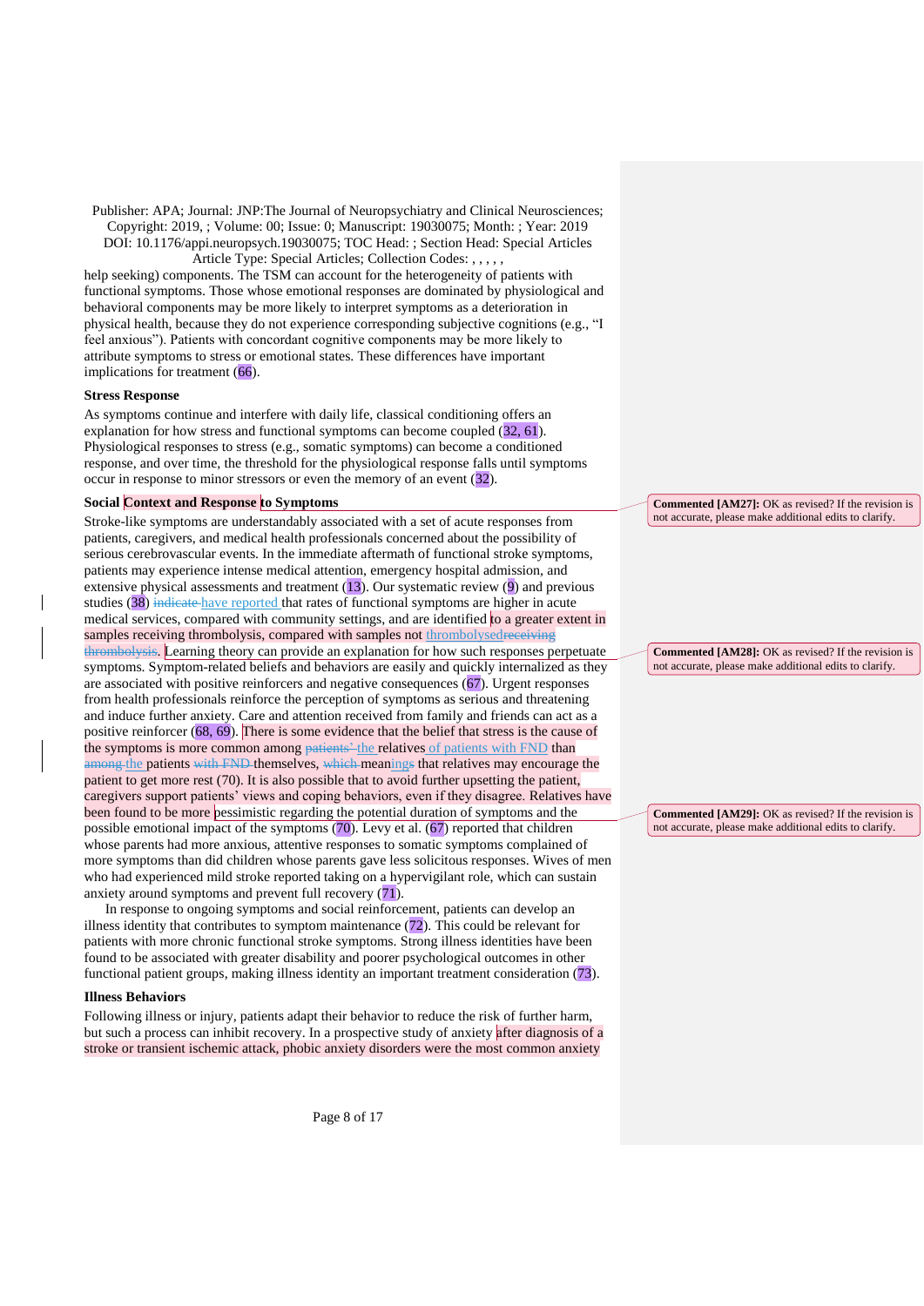help seeking) components. The TSM can account for the heterogeneity of patients with functional symptoms. Those whose emotional responses are dominated by physiological and behavioral components may be more likely to interpret symptoms as a deterioration in physical health, because they do not experience corresponding subjective cognitions (e.g., "I feel anxious"). Patients with concordant cognitive components may be more likely to attribute symptoms to stress or emotional states. These differences have important implications for treatment (66).

**Stress Response**

As symptoms continue and interfere with daily life, classical conditioning offers an explanation for how stress and functional symptoms can become coupled (32, 61). Physiological responses to stress (e.g., somatic symptoms) can become a conditioned response, and over time, the threshold for the physiological response falls until symptoms occur in response to minor stressors or even the memory of an event (32).

**Social Context and Response to Symptoms**

Stroke-like symptoms are understandably associated with a set of acute responses from patients, caregivers, and medical health professionals concerned about the possibility of serious cerebrovascular events. In the immediate aftermath of functional stroke symptoms, patients may experience intense medical attention, emergency hospital admission, and extensive physical assessments and treatment (13). Our systematic review (9) and previous studies (38) have reported that rates of functional symptoms are higher in acute medical services, compared with community settings, and are identified to a greater extent in samples receiving thrombolysis, compared with samples not thrombolysed. Learning theory can provide an explanation for how such responses perpetuate symptoms. Symptom-related beliefs and behaviors are easily and quickly internalized as they are associated with positive reinforcers and negative consequences (67). Urgent responses from health professionals reinforce the perception of symptoms as serious and threatening and induce further anxiety. Care and attention received from family and friends can act as a positive reinforcer (68, 69). There is some evidence that the belief that stress is the cause of the symptoms is more common among the relatives of patients with FND than the patients themselves, meanings that relatives may encourage the patient to get more rest (70). It is also possible that to avoid further upsetting the patient, caregivers support patients' views and coping behaviors, even if they disagree. Relatives have been found to be more pessimistic regarding the potential duration of symptoms and the possible emotional impact of the symptoms (70). Levy et al. (67) reported that children whose parents had more anxious, attentive responses to somatic symptoms complained of more symptoms than did children whose parents gave less solicitous responses. Wives of men who had experienced mild stroke reported taking on a hypervigilant role, which can sustain anxiety around symptoms and prevent full recovery (71).

In response to ongoing symptoms and social reinforcement, patients can develop an illness identity that contributes to symptom maintenance (72). This could be relevant for patients with more chronic functional stroke symptoms. Strong illness identities have been found to be associated with greater disability and poorer psychological outcomes in other functional patient groups, making illness identity an important treatment consideration (73).

**Illness Behaviors**

Following illness or injury, patients adapt their behavior to reduce the risk of further harm, but such a process can inhibit recovery. In a prospective study of anxiety after diagnosis of a stroke or transient ischemic attack, phobic anxiety disorders were the most common anxiety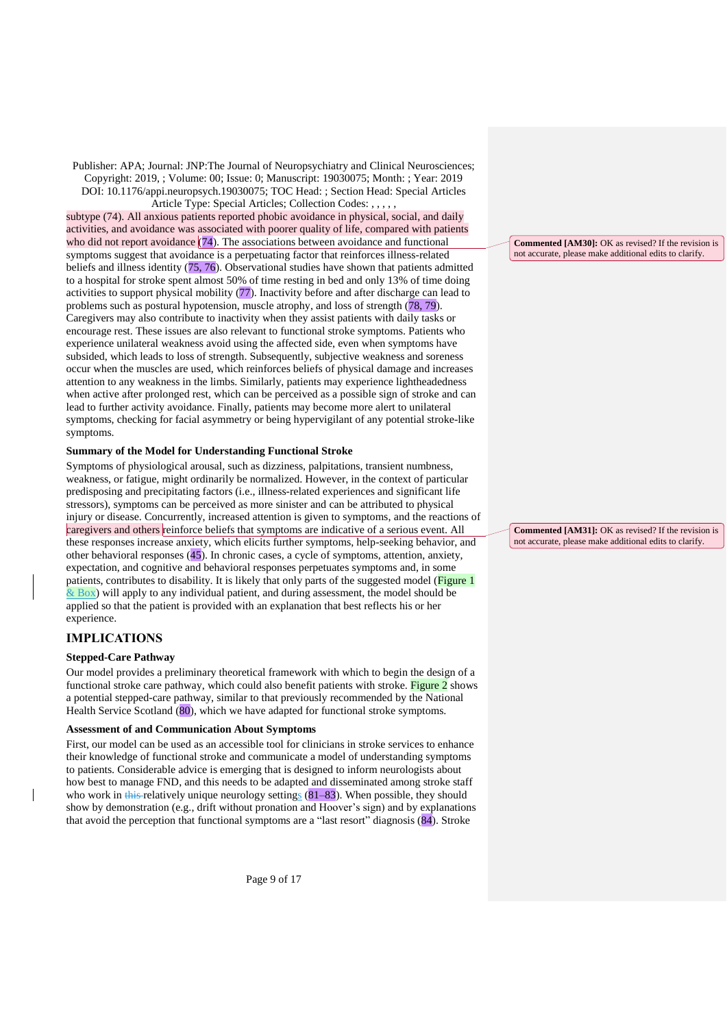subtype (74). All anxious patients reported phobic avoidance in physical, social, and daily activities, and avoidance was associated with poorer quality of life, compared with patients who did not report avoidance (74). The associations between avoidance and functional symptoms suggest that avoidance is a perpetuating factor that reinforces illness-related beliefs and illness identity (75, 76). Observational studies have shown that patients admitted to a hospital for stroke spent almost 50% of time resting in bed and only 13% of time doing activities to support physical mobility (77). Inactivity before and after discharge can lead to problems such as postural hypotension, muscle atrophy, and loss of strength (78, 79). Caregivers may also contribute to inactivity when they assist patients with daily tasks or encourage rest. These issues are also relevant to functional stroke symptoms. Patients who experience unilateral weakness avoid using the affected side, even when symptoms have subsided, which leads to loss of strength. Subsequently, subjective weakness and soreness occur when the muscles are used, which reinforces beliefs of physical damage and increases attention to any weakness in the limbs. Similarly, patients may experience lightheadedness when active after prolonged rest, which can be perceived as a possible sign of stroke and can lead to further activity avoidance. Finally, patients may become more alert to unilateral symptoms, checking for facial asymmetry or being hypervigilant of any potential stroke-like symptoms.

### Summary of the Model for Understanding Functional Stroke

Symptoms of physiological arousal, such as dizziness, palpitations, transient numbness, weakness, or fatigue, might ordinarily be normalized. However, in the context of particular predisposing and precipitating factors (i.e., illness-related experiences and significant life stressors), symptoms can be perceived as more sinister and can be attributed to physical injury or disease. Concurrently, increased attention is given to symptoms, and the reactions of caregivers and others reinforce beliefs that symptoms are indicative of a serious event. All these responses increase anxiety, which elicits further symptoms, help-seeking behavior, and other behavioral responses (45). In chronic cases, a cycle of symptoms, attention, anxiety, expectation, and cognitive and behavioral responses perpetuates symptoms and, in some patients, contributes to disability. It is likely that only parts of the suggested model (Figure 1 & Box) will apply to any individual patient, and during assessment, the model should be applied so that the patient is provided with an explanation that best reflects his or her experience.

## IMPLICATIONS

### Stepped-Care Pathway

Our model provides a preliminary theoretical framework with which to begin the design of a functional stroke care pathway, which could also benefit patients with stroke. Figure 2 shows a potential stepped-care pathway, similar to that previously recommended by the National Health Service Scotland (80), which we have adapted for functional stroke symptoms.

### Assessment of and Communication About Symptoms

First, our model can be used as an accessible tool for clinicians in stroke services to enhance their knowledge of functional stroke and communicate a model of understanding symptoms to patients. Considerable advice is emerging that is designed to inform neurologists about how best to manage FND, and this needs to be adapted and disseminated among stroke staff who work in this relatively unique neurology settings (81–83). When possible, they should show by demonstration (e.g., drift without pronation and Hoover's sign) and by explanations that avoid the perception that functional symptoms are a "last resort" diagnosis (84). Stroke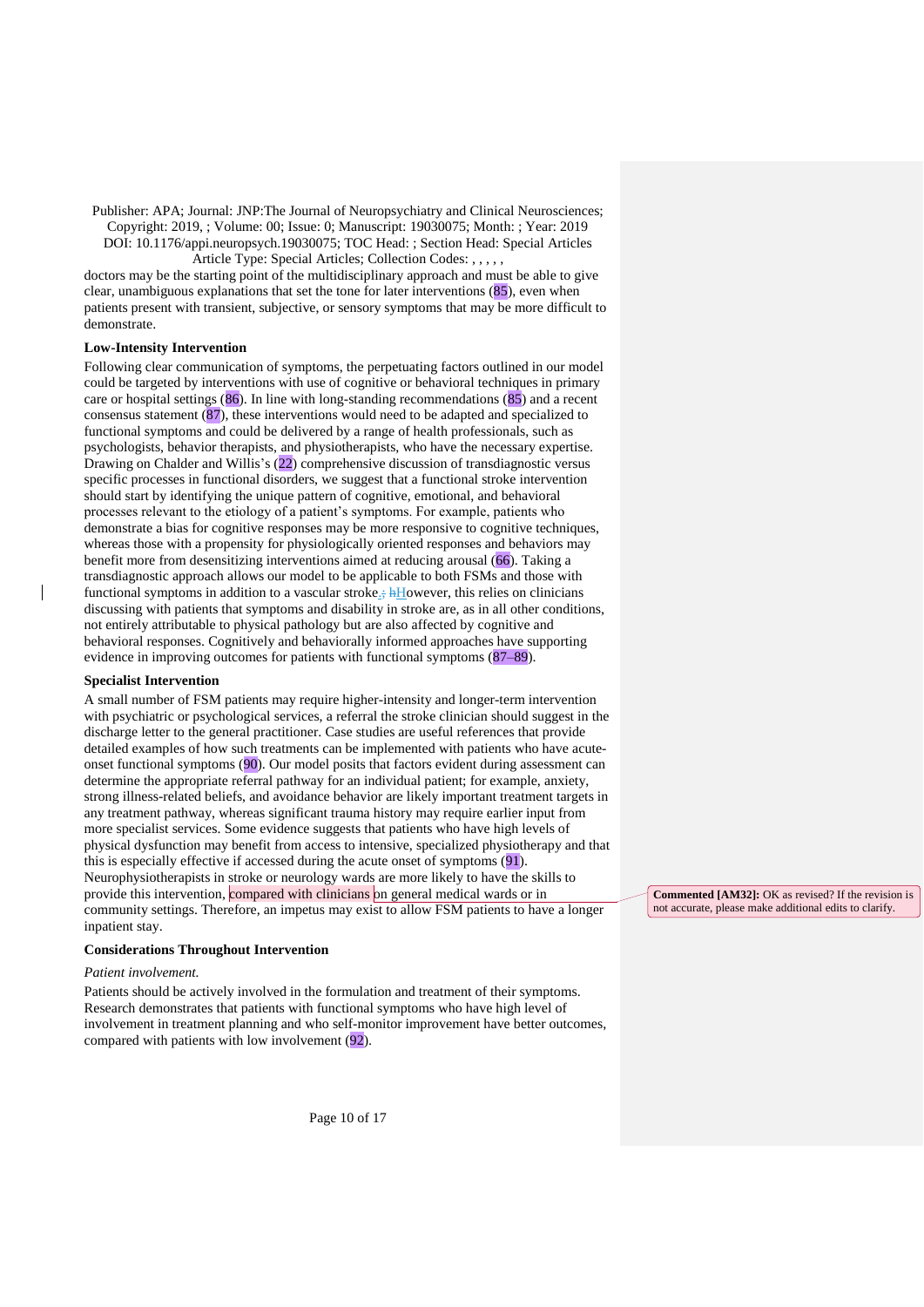doctors may be the starting point of the multidisciplinary approach and must be able to give clear, unambiguous explanations that set the tone for later interventions (85), even when patients present with transient, subjective, or sensory symptoms that may be more difficult to demonstrate.

### Low-Intensity Intervention

Following clear communication of symptoms, the perpetuating factors outlined in our model could be targeted by interventions with use of cognitive or behavioral techniques in primary care or hospital settings (86). In line with long-standing recommendations (85) and a recent consensus statement (87), these interventions would need to be adapted and specialized to functional symptoms and could be delivered by a range of health professionals, such as psychologists, behavior therapists, and physiotherapists, who have the necessary expertise. Drawing on Chalder and Willis's (22) comprehensive discussion of transdiagnostic versus specific processes in functional disorders, we suggest that a functional stroke intervention should start by identifying the unique pattern of cognitive, emotional, and behavioral processes relevant to the etiology of a patient's symptoms. For example, patients who demonstrate a bias for cognitive responses may be more responsive to cognitive techniques, whereas those with a propensity for physiologically oriented responses and behaviors may benefit more from desensitizing interventions aimed at reducing arousal (66). Taking a transdiagnostic approach allows our model to be applicable to both FSMs and those with functional symptoms in addition to a vascular stroke. However, this relies on clinicians discussing with patients that symptoms and disability in stroke are, as in all other conditions, not entirely attributable to physical pathology but are also affected by cognitive and behavioral responses. Cognitively and behaviorally informed approaches have supporting evidence in improving outcomes for patients with functional symptoms (87–89).

### Specialist Intervention

A small number of FSM patients may require higher-intensity and longer-term intervention with psychiatric or psychological services, a referral the stroke clinician should suggest in the discharge letter to the general practitioner. Case studies are useful references that provide detailed examples of how such treatments can be implemented with patients who have acute-onset functional symptoms (90). Our model posits that factors evident during assessment can determine the appropriate referral pathway for an individual patient; for example, anxiety, strong illness-related beliefs, and avoidance behavior are likely important treatment targets in any treatment pathway, whereas significant trauma history may require earlier input from more specialist services. Some evidence suggests that patients who have high levels of physical dysfunction may benefit from access to intensive, specialized physiotherapy and that this is especially effective if accessed during the acute onset of symptoms (91). Neurophysiotherapists in stroke or neurology wards are more likely to have the skills to provide this intervention, compared with clinicians on general medical wards or in community settings. Therefore, an impetus may exist to allow FSM patients to have a longer inpatient stay.

### Considerations Throughout Intervention

*Patient involvement.*

Patients should be actively involved in the formulation and treatment of their symptoms. Research demonstrates that patients with functional symptoms who have high level of involvement in treatment planning and who self-monitor improvement have better outcomes, compared with patients with low involvement (92).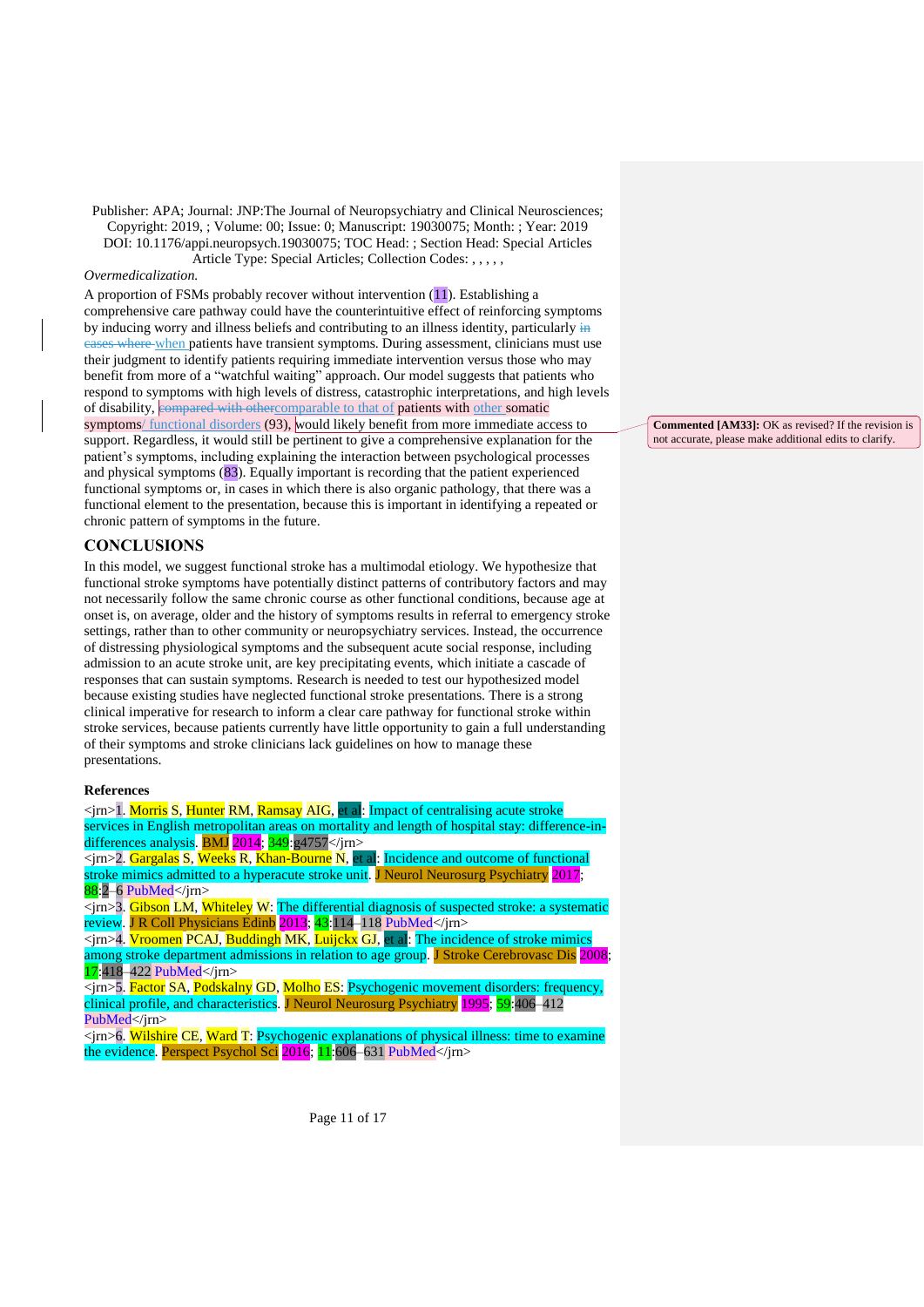Publisher: APA; Journal: JNP:The Journal of Neuropsychiatry and Clinical Neurosciences; Copyright: 2019, ; Volume: 00; Issue: 0; Manuscript: 19030075; Month: ; Year: 2019
DOI: 10.1176/appi.neuropsych.19030075; TOC Head: ; Section Head: Special Articles
Article Type: Special Articles; Collection Codes: , , , , ,

*Overmedicalization.*

A proportion of FSMs probably recover without intervention (11). Establishing a comprehensive care pathway could have the counterintuitive effect of reinforcing symptoms by inducing worry and illness beliefs and contributing to an illness identity, particularly ~~in cases where~~ when patients have transient symptoms. During assessment, clinicians must use their judgment to identify patients requiring immediate intervention versus those who may benefit from more of a "watchful waiting" approach. Our model suggests that patients who respond to symptoms with high levels of distress, catastrophic interpretations, and high levels of disability, ~~compared with other~~comparable to that of patients with other somatic symptoms/ functional disorders (93), would likely benefit from more immediate access to support. Regardless, it would still be pertinent to give a comprehensive explanation for the patient's symptoms, including explaining the interaction between psychological processes and physical symptoms (83). Equally important is recording that the patient experienced functional symptoms or, in cases in which there is also organic pathology, that there was a functional element to the presentation, because this is important in identifying a repeated or chronic pattern of symptoms in the future.

**Commented [AM33]:** OK as revised? If the revision is not accurate, please make additional edits to clarify.

## CONCLUSIONS

In this model, we suggest functional stroke has a multimodal etiology. We hypothesize that functional stroke symptoms have potentially distinct patterns of contributory factors and may not necessarily follow the same chronic course as other functional conditions, because age at onset is, on average, older and the history of symptoms results in referral to emergency stroke settings, rather than to other community or neuropsychiatry services. Instead, the occurrence of distressing physiological symptoms and the subsequent acute social response, including admission to an acute stroke unit, are key precipitating events, which initiate a cascade of responses that can sustain symptoms. Research is needed to test our hypothesized model because existing studies have neglected functional stroke presentations. There is a strong clinical imperative for research to inform a clear care pathway for functional stroke within stroke services, because patients currently have little opportunity to gain a full understanding of their symptoms and stroke clinicians lack guidelines on how to manage these presentations.

**References**

<jrn>1. Morris S, Hunter RM, Ramsay AIG, et al: Impact of centralising acute stroke services in English metropolitan areas on mortality and length of hospital stay: difference-in-differences analysis. BMJ 2014; 349:g4757</jrn>

<jrn>2. Gargalas S, Weeks R, Khan-Bourne N, et al: Incidence and outcome of functional stroke mimics admitted to a hyperacute stroke unit. J Neurol Neurosurg Psychiatry 2017; 88:2–6 PubMed</jrn>

<jrn>3. Gibson LM, Whiteley W: The differential diagnosis of suspected stroke: a systematic review. J R Coll Physicians Edinb 2013; 43:114–118 PubMed</jrn>

<jrn>4. Vroomen PCAJ, Buddingh MK, Luijckx GJ, et al: The incidence of stroke mimics among stroke department admissions in relation to age group. J Stroke Cerebrovasc Dis 2008; 17:418–422 PubMed</jrn>

<jrn>5. Factor SA, Podskalny GD, Molho ES: Psychogenic movement disorders: frequency, clinical profile, and characteristics. J Neurol Neurosurg Psychiatry 1995; 59:406–412 PubMed</jrn>

<jrn>6. Wilshire CE, Ward T: Psychogenic explanations of physical illness: time to examine the evidence. Perspect Psychol Sci 2016; 11:606–631 PubMed</jrn>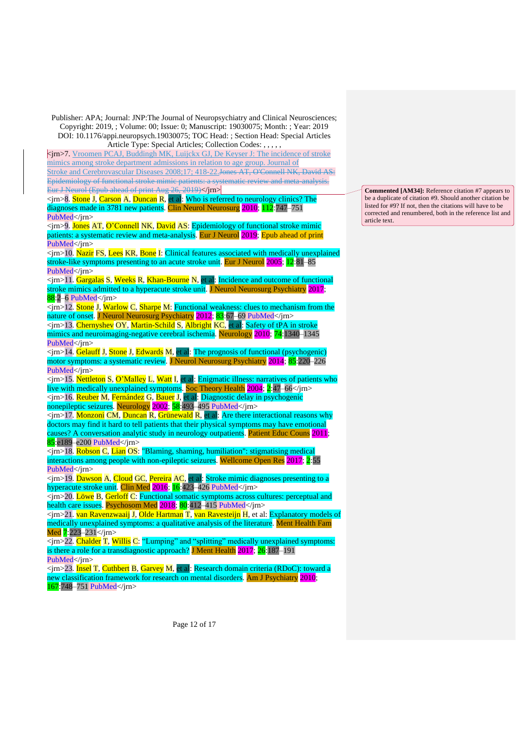Publisher: APA; Journal: JNP:The Journal of Neuropsychiatry and Clinical Neurosciences; Copyright: 2019, ; Volume: 00; Issue: 0; Manuscript: 19030075; Month: ; Year: 2019
DOI: 10.1176/appi.neuropsych.19030075; TOC Head: ; Section Head: Special Articles
Article Type: Special Articles; Collection Codes: , , , , ,

<jrn>7. Vroomen PCAJ, Buddingh MK, Luijckx GJ, De Keyser J: The incidence of stroke mimics among stroke department admissions in relation to age group. Journal of Stroke and Cerebrovascular Diseases 2008;17; 418-22.~~Jones AT, O'Connell NK, David AS: Epidemiology of functional stroke mimic patients: a systematic review and meta-analysis. Eur J Neurol (Epub ahead of print Aug 26, 2019)~~</jrn>

<jrn>8. Stone J, Carson A, Duncan R, et al: Who is referred to neurology clinics? The diagnoses made in 3781 new patients. Clin Neurol Neurosurg 2010; 112:747–751 PubMed</jrn>

<jrn>9. Jones AT, O'Connell NK, David AS: Epidemiology of functional stroke mimic patients: a systematic review and meta-analysis. Eur J Neurol 2019; Epub ahead of print PubMed</jrn>

<jrn>10. Nazir FS, Lees KR, Bone I: Clinical features associated with medically unexplained stroke-like symptoms presenting to an acute stroke unit. Eur J Neurol 2005; 12:81–85 PubMed</jrn>

<jrn>11. Gargalas S, Weeks R, Khan-Bourne N, et al: Incidence and outcome of functional stroke mimics admitted to a hyperacute stroke unit. J Neurol Neurosurg Psychiatry 2017; 88:2–6 PubMed</jrn>

<jrn>12. Stone J, Warlow C, Sharpe M: Functional weakness: clues to mechanism from the nature of onset. J Neurol Neurosurg Psychiatry 2012; 83:67–69 PubMed</jrn>

<jrn>13. Chernyshev OY, Martin-Schild S, Albright KC, et al: Safety of tPA in stroke mimics and neuroimaging-negative cerebral ischemia. Neurology 2010; 74:1340–1345 PubMed</jrn>

<jrn>14. Gelauff J, Stone J, Edwards M, et al: The prognosis of functional (psychogenic) motor symptoms: a systematic review. J Neurol Neurosurg Psychiatry 2014; 85:220–226 PubMed</jrn>

<jrn>15. Nettleton S, O'Malley L, Watt I, et al: Enigmatic illness: narratives of patients who live with medically unexplained symptoms. Soc Theory Health 2004; 2:47–66</jrn>

<jrn>16. Reuber M, Fernández G, Bauer J, et al: Diagnostic delay in psychogenic nonepileptic seizures. Neurology 2002; 58:493–495 PubMed</jrn>

<jrn>17. Monzoni CM, Duncan R, Grünewald R, et al: Are there interactional reasons why doctors may find it hard to tell patients that their physical symptoms may have emotional causes? A conversation analytic study in neurology outpatients. Patient Educ Couns 2011; 85:e189–e200 PubMed</jrn>

<jrn>18. Robson C, Lian OS: "Blaming, shaming, humiliation": stigmatising medical interactions among people with non-epileptic seizures. Wellcome Open Res 2017; 2:55 PubMed</jrn>

<jrn>19. Dawson A, Cloud GC, Pereira AC, et al: Stroke mimic diagnoses presenting to a hyperacute stroke unit. Clin Med 2016; 16:423–426 PubMed</jrn>

<jrn>20. Löwe B, Gerloff C: Functional somatic symptoms across cultures: perceptual and health care issues. Psychosom Med 2018; 80:412–415 PubMed</jrn>

<jrn>21. van Ravenzwaaij J, Olde Hartman T, van Ravesteijn H, et al: Explanatory models of medically unexplained symptoms: a qualitative analysis of the literature. Ment Health Fam Med 7:223–231</jrn>

<jrn>22. Chalder T, Willis C: "Lumping" and "splitting" medically unexplained symptoms: is there a role for a transdiagnostic approach? J Ment Health 2017; 26:187–191 PubMed</jrn>

<jrn>23. Insel T, Cuthbert B, Garvey M, et al: Research domain criteria (RDoC): toward a new classification framework for research on mental disorders. Am J Psychiatry 2010; 167:748–751 PubMed</jrn>

**Commented [AM34]:** Reference citation #7 appears to be a duplicate of citation #9. Should another citation be listed for #9? If not, then the citations will have to be corrected and renumbered, both in the reference list and article text.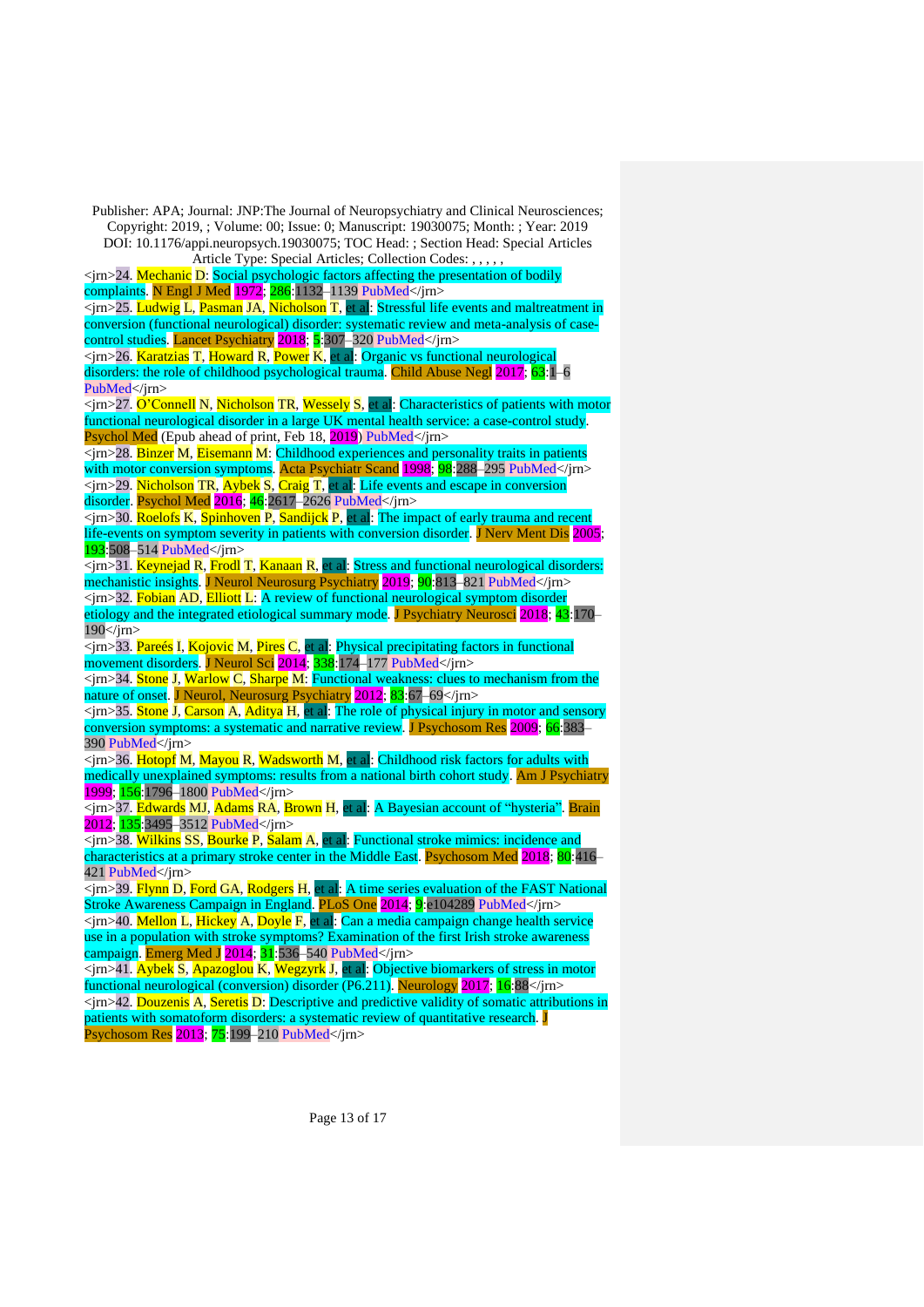Publisher: APA; Journal: JNP:The Journal of Neuropsychiatry and Clinical Neurosciences; Copyright: 2019, ; Volume: 00; Issue: 0; Manuscript: 19030075; Month: ; Year: 2019
DOI: 10.1176/appi.neuropsych.19030075; TOC Head: ; Section Head: Special Articles
Article Type: Special Articles; Collection Codes: , , , , ,

<jrn>24. Mechanic D: Social psychologic factors affecting the presentation of bodily complaints. N Engl J Med 1972; 286:1132–1139 PubMed</jrn>

<jrn>25. Ludwig L, Pasman JA, Nicholson T, et al: Stressful life events and maltreatment in conversion (functional neurological) disorder: systematic review and meta-analysis of case-control studies. Lancet Psychiatry 2018; 5:307–320 PubMed</jrn>

<jrn>26. Karatzias T, Howard R, Power K, et al: Organic vs functional neurological disorders: the role of childhood psychological trauma. Child Abuse Negl 2017; 63:1–6 PubMed</jrn>

<jrn>27. O'Connell N, Nicholson TR, Wessely S, et al: Characteristics of patients with motor functional neurological disorder in a large UK mental health service: a case-control study. Psychol Med (Epub ahead of print, Feb 18, 2019) PubMed</jrn>

<jrn>28. Binzer M, Eisemann M: Childhood experiences and personality traits in patients with motor conversion symptoms. Acta Psychiatr Scand 1998; 98:288–295 PubMed</jrn>

<jrn>29. Nicholson TR, Aybek S, Craig T, et al: Life events and escape in conversion disorder. Psychol Med 2016; 46:2617–2626 PubMed</jrn>

<jrn>30. Roelofs K, Spinhoven P, Sandijck P, et al: The impact of early trauma and recent life-events on symptom severity in patients with conversion disorder. J Nerv Ment Dis 2005; 193:508–514 PubMed</jrn>

<jrn>31. Keynejad R, Frodl T, Kanaan R, et al: Stress and functional neurological disorders: mechanistic insights. J Neurol Neurosurg Psychiatry 2019; 90:813–821 PubMed</jrn>

<jrn>32. Fobian AD, Elliott L: A review of functional neurological symptom disorder etiology and the integrated etiological summary mode. J Psychiatry Neurosci 2018; 43:170–190</jrn>

<jrn>33. Pareés I, Kojovic M, Pires C, et al: Physical precipitating factors in functional movement disorders. J Neurol Sci 2014; 338:174–177 PubMed</jrn>

<jrn>34. Stone J, Warlow C, Sharpe M: Functional weakness: clues to mechanism from the nature of onset. J Neurol, Neurosurg Psychiatry 2012; 83:67–69</jrn>

<jrn>35. Stone J, Carson A, Aditya H, et al: The role of physical injury in motor and sensory conversion symptoms: a systematic and narrative review. J Psychosom Res 2009; 66:383–390 PubMed</jrn>

<jrn>36. Hotopf M, Mayou R, Wadsworth M, et al: Childhood risk factors for adults with medically unexplained symptoms: results from a national birth cohort study. Am J Psychiatry 1999; 156:1796–1800 PubMed</jrn>

<jrn>37. Edwards MJ, Adams RA, Brown H, et al: A Bayesian account of "hysteria". Brain 2012; 135:3495–3512 PubMed</jrn>

<jrn>38. Wilkins SS, Bourke P, Salam A, et al: Functional stroke mimics: incidence and characteristics at a primary stroke center in the Middle East. Psychosom Med 2018; 80:416–421 PubMed</jrn>

<jrn>39. Flynn D, Ford GA, Rodgers H, et al: A time series evaluation of the FAST National Stroke Awareness Campaign in England. PLoS One 2014; 9:e104289 PubMed</jrn>

<jrn>40. Mellon L, Hickey A, Doyle F, et al: Can a media campaign change health service use in a population with stroke symptoms? Examination of the first Irish stroke awareness campaign. Emerg Med J 2014; 31:536–540 PubMed</jrn>

<jrn>41. Aybek S, Apazoglou K, Wegzyrk J, et al: Objective biomarkers of stress in motor functional neurological (conversion) disorder (P6.211). Neurology 2017; 16:88</jrn>

<jrn>42. Douzenis A, Seretis D: Descriptive and predictive validity of somatic attributions in patients with somatoform disorders: a systematic review of quantitative research. J Psychosom Res 2013; 75:199–210 PubMed</jrn>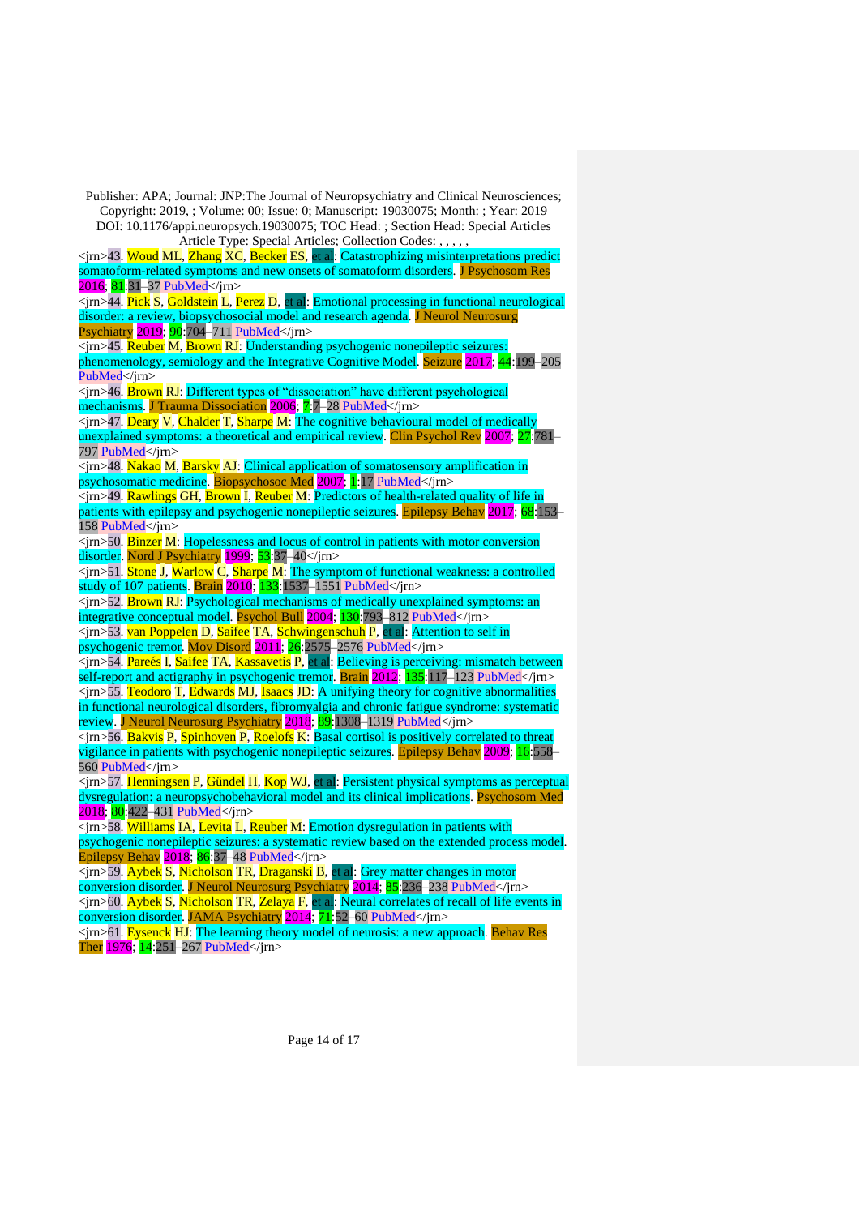Publisher: APA; Journal: JNP:The Journal of Neuropsychiatry and Clinical Neurosciences; Copyright: 2019, ; Volume: 00; Issue: 0; Manuscript: 19030075; Month: ; Year: 2019
DOI: 10.1176/appi.neuropsych.19030075; TOC Head: ; Section Head: Special Articles
Article Type: Special Articles; Collection Codes: , , , , ,

<jrn>43. Woud ML, Zhang XC, Becker ES, et al: Catastrophizing misinterpretations predict somatoform-related symptoms and new onsets of somatoform disorders. J Psychosom Res 2016; 81:31–37 PubMed</jrn>

<jrn>44. Pick S, Goldstein L, Perez D, et al: Emotional processing in functional neurological disorder: a review, biopsychosocial model and research agenda. J Neurol Neurosurg Psychiatry 2019; 90:704–711 PubMed</jrn>

<jrn>45. Reuber M, Brown RJ: Understanding psychogenic nonepileptic seizures: phenomenology, semiology and the Integrative Cognitive Model. Seizure 2017; 44:199–205 PubMed</jrn>

<jrn>46. Brown RJ: Different types of "dissociation" have different psychological mechanisms. J Trauma Dissociation 2006; 7:7–28 PubMed</jrn>

<jrn>47. Deary V, Chalder T, Sharpe M: The cognitive behavioural model of medically unexplained symptoms: a theoretical and empirical review. Clin Psychol Rev 2007; 27:781–797 PubMed</jrn>

<jrn>48. Nakao M, Barsky AJ: Clinical application of somatosensory amplification in psychosomatic medicine. Biopsychosoc Med 2007; 1:17 PubMed</jrn>

<jrn>49. Rawlings GH, Brown I, Reuber M: Predictors of health-related quality of life in patients with epilepsy and psychogenic nonepileptic seizures. Epilepsy Behav 2017; 68:153–158 PubMed</jrn>

<jrn>50. Binzer M: Hopelessness and locus of control in patients with motor conversion disorder. Nord J Psychiatry 1999; 53:37–40</jrn>

<jrn>51. Stone J, Warlow C, Sharpe M: The symptom of functional weakness: a controlled study of 107 patients. Brain 2010; 133:1537–1551 PubMed</jrn>

<jrn>52. Brown RJ: Psychological mechanisms of medically unexplained symptoms: an integrative conceptual model. Psychol Bull 2004; 130:793–812 PubMed</jrn>

<jrn>53. van Poppelen D, Saifee TA, Schwingenschuh P, et al: Attention to self in psychogenic tremor. Mov Disord 2011; 26:2575–2576 PubMed</jrn>

<jrn>54. Pareés I, Saifee TA, Kassavetis P, et al: Believing is perceiving: mismatch between self-report and actigraphy in psychogenic tremor. Brain 2012; 135:117–123 PubMed</jrn>

<jrn>55. Teodoro T, Edwards MJ, Isaacs JD: A unifying theory for cognitive abnormalities in functional neurological disorders, fibromyalgia and chronic fatigue syndrome: systematic review. J Neurol Neurosurg Psychiatry 2018; 89:1308–1319 PubMed</jrn>

<jrn>56. Bakvis P, Spinhoven P, Roelofs K: Basal cortisol is positively correlated to threat vigilance in patients with psychogenic nonepileptic seizures. Epilepsy Behav 2009; 16:558–560 PubMed</jrn>

<jrn>57. Henningsen P, Gündel H, Kop WJ, et al: Persistent physical symptoms as perceptual dysregulation: a neuropsychobehavioral model and its clinical implications. Psychosom Med 2018; 80:422–431 PubMed</jrn>

<jrn>58. Williams IA, Levita L, Reuber M: Emotion dysregulation in patients with psychogenic nonepileptic seizures: a systematic review based on the extended process model. Epilepsy Behav 2018; 86:37–48 PubMed</jrn>

<jrn>59. Aybek S, Nicholson TR, Draganski B, et al: Grey matter changes in motor conversion disorder. J Neurol Neurosurg Psychiatry 2014; 85:236–238 PubMed</jrn>

<jrn>60. Aybek S, Nicholson TR, Zelaya F, et al: Neural correlates of recall of life events in conversion disorder. JAMA Psychiatry 2014; 71:52–60 PubMed</jrn>

<jrn>61. Eysenck HJ: The learning theory model of neurosis: a new approach. Behav Res Ther 1976; 14:251–267 PubMed</jrn>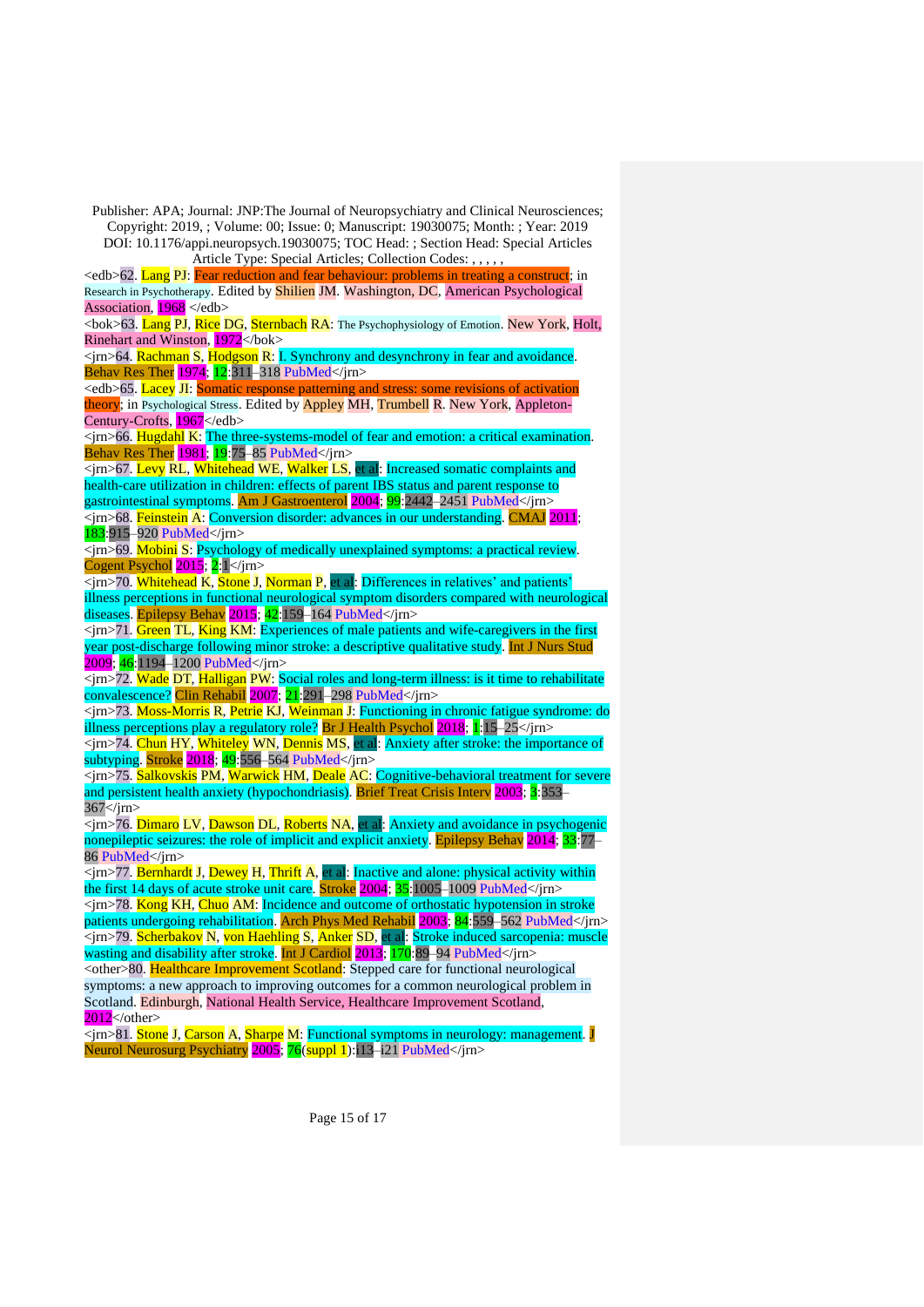Publisher: APA; Journal: JNP:The Journal of Neuropsychiatry and Clinical Neurosciences; Copyright: 2019, ; Volume: 00; Issue: 0; Manuscript: 19030075; Month: ; Year: 2019 DOI: 10.1176/appi.neuropsych.19030075; TOC Head: ; Section Head: Special Articles Article Type: Special Articles; Collection Codes: , , , , ,

<edb>62. Lang PJ: Fear reduction and fear behaviour: problems in treating a construct; in Research in Psychotherapy. Edited by Shilien JM. Washington, DC, American Psychological Association, 1968 </edb>

<bok>63. Lang PJ, Rice DG, Sternbach RA: The Psychophysiology of Emotion. New York, Holt, Rinehart and Winston, 1972</bok>

<jrn>64. Rachman S, Hodgson R: I. Synchrony and desynchrony in fear and avoidance. Behav Res Ther 1974; 12:311–318 PubMed</jrn>

<edb>65. Lacey JI: Somatic response patterning and stress: some revisions of activation theory; in Psychological Stress. Edited by Appley MH, Trumbell R. New York, Appleton-Century-Crofts, 1967</edb>

<jrn>66. Hugdahl K: The three-systems-model of fear and emotion: a critical examination. Behav Res Ther 1981; 19:75–85 PubMed</jrn>

<jrn>67. Levy RL, Whitehead WE, Walker LS, et al: Increased somatic complaints and health-care utilization in children: effects of parent IBS status and parent response to gastrointestinal symptoms. Am J Gastroenterol 2004; 99:2442–2451 PubMed</jrn>

<jrn>68. Feinstein A: Conversion disorder: advances in our understanding. CMAJ 2011; 183:915–920 PubMed</jrn>

<jrn>69. Mobini S: Psychology of medically unexplained symptoms: a practical review. Cogent Psychol 2015; 2:1</jrn>

<jrn>70. Whitehead K, Stone J, Norman P, et al: Differences in relatives' and patients' illness perceptions in functional neurological symptom disorders compared with neurological diseases. Epilepsy Behav 2015; 42:159–164 PubMed</jrn>

<jrn>71. Green TL, King KM: Experiences of male patients and wife-caregivers in the first year post-discharge following minor stroke: a descriptive qualitative study. Int J Nurs Stud 2009; 46:1194–1200 PubMed</jrn>

<jrn>72. Wade DT, Halligan PW: Social roles and long-term illness: is it time to rehabilitate convalescence? Clin Rehabil 2007; 21:291–298 PubMed</jrn>

<jrn>73. Moss-Morris R, Petrie KJ, Weinman J: Functioning in chronic fatigue syndrome: do illness perceptions play a regulatory role? Br J Health Psychol 2018; 1:15–25</jrn>

<jrn>74. Chun HY, Whiteley WN, Dennis MS, et al: Anxiety after stroke: the importance of subtyping. Stroke 2018; 49:556–564 PubMed</jrn>

<jrn>75. Salkovskis PM, Warwick HM, Deale AC: Cognitive-behavioral treatment for severe and persistent health anxiety (hypochondriasis). Brief Treat Crisis Interv 2003; 3:353–367</jrn>

<jrn>76. Dimaro LV, Dawson DL, Roberts NA, et al: Anxiety and avoidance in psychogenic nonepileptic seizures: the role of implicit and explicit anxiety. Epilepsy Behav 2014; 33:77–86 PubMed</jrn>

<jrn>77. Bernhardt J, Dewey H, Thrift A, et al: Inactive and alone: physical activity within the first 14 days of acute stroke unit care. Stroke 2004; 35:1005–1009 PubMed</jrn>

<jrn>78. Kong KH, Chuo AM: Incidence and outcome of orthostatic hypotension in stroke patients undergoing rehabilitation. Arch Phys Med Rehabil 2003; 84:559–562 PubMed</jrn>

<jrn>79. Scherbakov N, von Haehling S, Anker SD, et al: Stroke induced sarcopenia: muscle wasting and disability after stroke. Int J Cardiol 2013; 170:89–94 PubMed</jrn>

<other>80. Healthcare Improvement Scotland: Stepped care for functional neurological symptoms: a new approach to improving outcomes for a common neurological problem in Scotland. Edinburgh, National Health Service, Healthcare Improvement Scotland, 2012</other>

<jrn>81. Stone J, Carson A, Sharpe M: Functional symptoms in neurology: management. J Neurol Neurosurg Psychiatry 2005; 76(suppl 1):i13–i21 PubMed</jrn>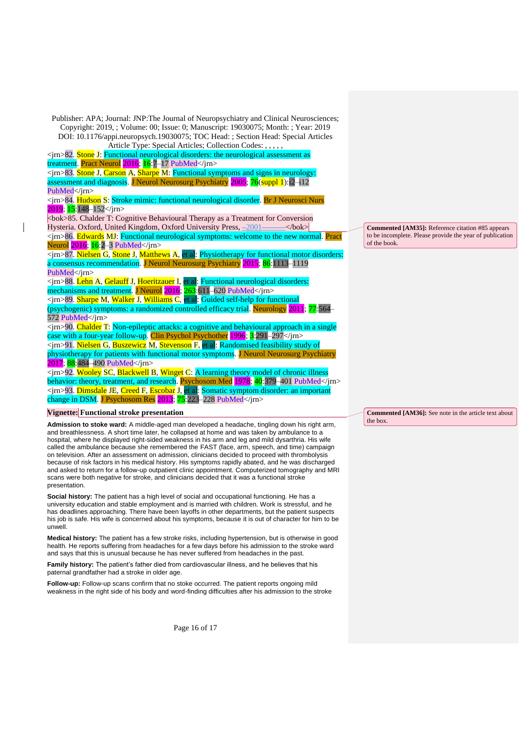<jrn>82. Stone J: Functional neurological disorders: the neurological assessment as treatment. Pract Neurol 2016; 16:7–17 PubMed</jrn>

<jrn>83. Stone J, Carson A, Sharpe M: Functional symptoms and signs in neurology: assessment and diagnosis. J Neurol Neurosurg Psychiatry 2005; 76(suppl 1):i2–i12 PubMed</jrn>

<jrn>84. Hudson S: Stroke mimic: functional neurological disorder. Br J Neurosci Nurs 2019; 15:148–152</jrn>

<bok>85. Chalder T: Cognitive Behavioural Therapy as a Treatment for Conversion Hysteria. Oxford, United Kingdom, Oxford University Press, 2001</bok>

Commented [AM35]: Reference citation #85 appears to be incomplete. Please provide the year of publication of the book.

<jrn>86. Edwards MJ: Functional neurological symptoms: welcome to the new normal. Pract Neurol 2016; 16:2–3 PubMed</jrn>

<jrn>87. Nielsen G, Stone J, Matthews A, et al: Physiotherapy for functional motor disorders: a consensus recommendation. J Neurol Neurosurg Psychiatry 2015; 86:1113–1119 PubMed</jrn>

<jrn>88. Lehn A, Gelauff J, Hoeritzauer I, et al: Functional neurological disorders: mechanisms and treatment. J Neurol 2016; 263:611–620 PubMed</jrn>

<jrn>89. Sharpe M, Walker J, Williams C, et al: Guided self-help for functional (psychogenic) symptoms: a randomized controlled efficacy trial. Neurology 2011; 77:564–572 PubMed</jrn>

<jrn>90. Chalder T: Non-epileptic attacks: a cognitive and behavioural approach in a single case with a four-year follow-up. Clin Psychol Psychother 1996; 3:291–297</jrn>

<jrn>91. Nielsen G, Buszewicz M, Stevenson F, et al: Randomised feasibility study of physiotherapy for patients with functional motor symptoms. J Neurol Neurosurg Psychiatry 2017; 88:484–490 PubMed</jrn>

<jrn>92. Wooley SC, Blackwell B, Winget C: A learning theory model of chronic illness behavior: theory, treatment, and research. Psychosom Med 1978; 40:379–401 PubMed</jrn>

<jrn>93. Dimsdale JE, Creed F, Escobar J, et al: Somatic symptom disorder: an important change in DSM. J Psychosom Res 2013; 75:223–228 PubMed</jrn>

## Vignette: Functional stroke presentation

Commented [AM36]: See note in the article text about the box.

**Admission to stoke ward:** A middle-aged man developed a headache, tingling down his right arm, and breathlessness. A short time later, he collapsed at home and was taken by ambulance to a hospital, where he displayed right-sided weakness in his arm and leg and mild dysarthria. His wife called the ambulance because she remembered the FAST (face, arm, speech, and time) campaign on television. After an assessment on admission, clinicians decided to proceed with thrombolysis because of risk factors in his medical history. His symptoms rapidly abated, and he was discharged and asked to return for a follow-up outpatient clinic appointment. Computerized tomography and MRI scans were both negative for stroke, and clinicians decided that it was a functional stroke presentation.

**Social history:** The patient has a high level of social and occupational functioning. He has a university education and stable employment and is married with children. Work is stressful, and he has deadlines approaching. There have been layoffs in other departments, but the patient suspects his job is safe. His wife is concerned about his symptoms, because it is out of character for him to be unwell.

**Medical history:** The patient has a few stroke risks, including hypertension, but is otherwise in good health. He reports suffering from headaches for a few days before his admission to the stroke ward and says that this is unusual because he has never suffered from headaches in the past.

**Family history:** The patient's father died from cardiovascular illness, and he believes that his paternal grandfather had a stroke in older age.

**Follow-up:** Follow-up scans confirm that no stoke occurred. The patient reports ongoing mild weakness in the right side of his body and word-finding difficulties after his admission to the stroke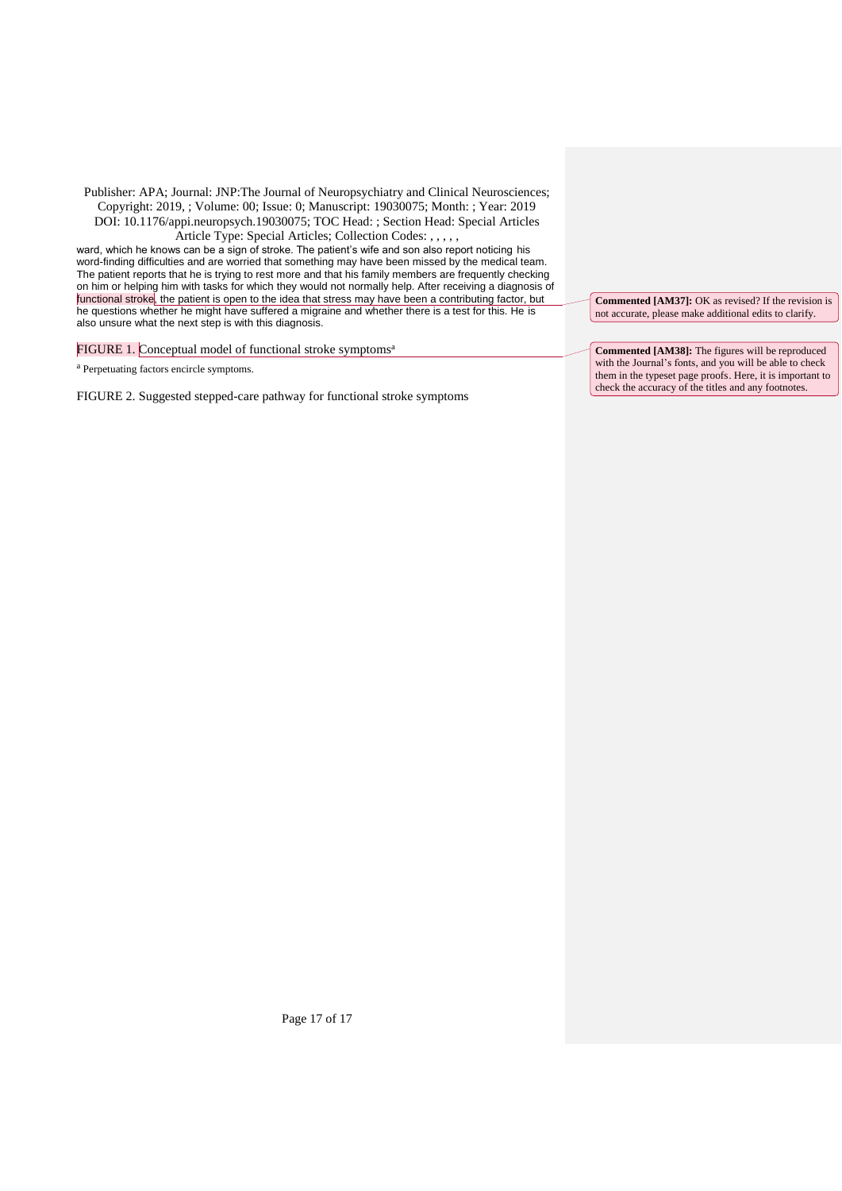ward, which he knows can be a sign of stroke. The patient's wife and son also report noticing his word-finding difficulties and are worried that something may have been missed by the medical team. The patient reports that he is trying to rest more and that his family members are frequently checking on him or helping him with tasks for which they would not normally help. After receiving a diagnosis of functional stroke, the patient is open to the idea that stress may have been a contributing factor, but he questions whether he might have suffered a migraine and whether there is a test for this. He is also unsure what the next step is with this diagnosis.

FIGURE 1. Conceptual model of functional stroke symptoms[a]

[a] Perpetuating factors encircle symptoms.

FIGURE 2. Suggested stepped-care pathway for functional stroke symptoms

Commented [AM37]: OK as revised? If the revision is not accurate, please make additional edits to clarify.

Commented [AM38]: The figures will be reproduced with the Journal's fonts, and you will be able to check them in the typeset page proofs. Here, it is important to check the accuracy of the titles and any footnotes.